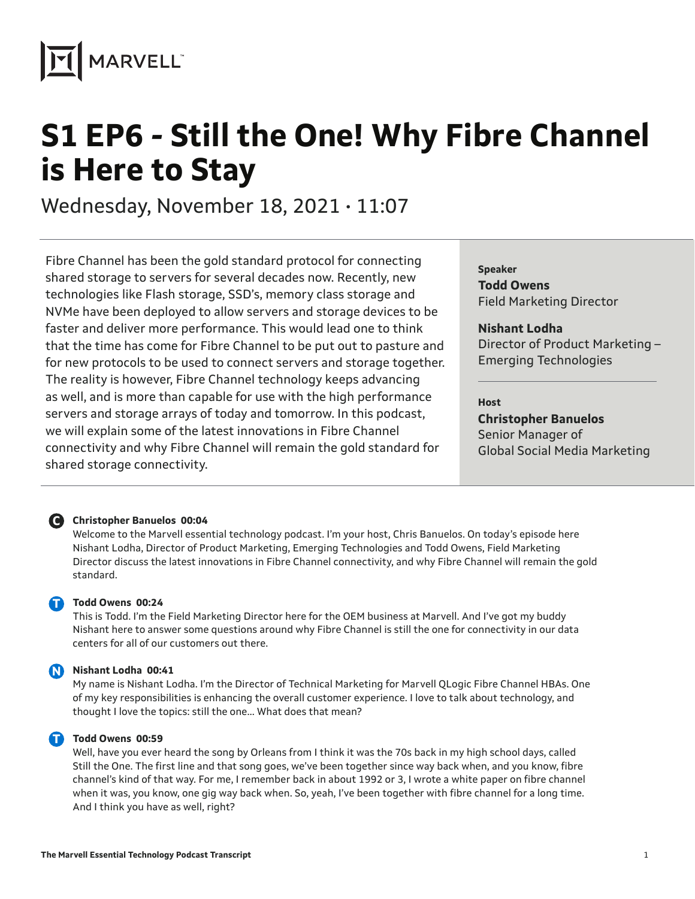# S1 EP6 - Still the One! Why Fibre Channel is Here to Stay

Wednesday, November 18, 2021 · 11:07

Fibre Channel has been the gold standard protocol for connecting shared storage to servers for several decades now. Recently, new technologies like Flash storage, SSD's, memory class storage and NVMe have been deployed to allow servers and storage devices to be faster and deliver more performance. This would lead one to think that the time has come for Fibre Channel to be put out to pasture and for new protocols to be used to connect servers and storage together. The reality is however, Fibre Channel technology keeps advancing as well, and is more than capable for use with the high performance servers and storage arrays of today and tomorrow. In this podcast, we will explain some of the latest innovations in Fibre Channel connectivity and why Fibre Channel will remain the gold standard for shared storage connectivity.

**Speaker**

**Todd Owens**
Field Marketing Director

**Nishant Lodha**
Director of Product Marketing – Emerging Technologies

**Host**

**Christopher Banuelos**
Senior Manager of Global Social Media Marketing

**Christopher Banuelos 00:04**
Welcome to the Marvell essential technology podcast. I'm your host, Chris Banuelos. On today's episode here Nishant Lodha, Director of Product Marketing, Emerging Technologies and Todd Owens, Field Marketing Director discuss the latest innovations in Fibre Channel connectivity, and why Fibre Channel will remain the gold standard.

**Todd Owens 00:24**
This is Todd. I'm the Field Marketing Director here for the OEM business at Marvell. And I've got my buddy Nishant here to answer some questions around why Fibre Channel is still the one for connectivity in our data centers for all of our customers out there.

**Nishant Lodha 00:41**
My name is Nishant Lodha. I'm the Director of Technical Marketing for Marvell QLogic Fibre Channel HBAs. One of my key responsibilities is enhancing the overall customer experience. I love to talk about technology, and thought I love the topics: still the one... What does that mean?

**Todd Owens 00:59**
Well, have you ever heard the song by Orleans from I think it was the 70s back in my high school days, called Still the One. The first line and that song goes, we've been together since way back when, and you know, fibre channel's kind of that way. For me, I remember back in about 1992 or 3, I wrote a white paper on fibre channel when it was, you know, one gig way back when. So, yeah, I've been together with fibre channel for a long time. And I think you have as well, right?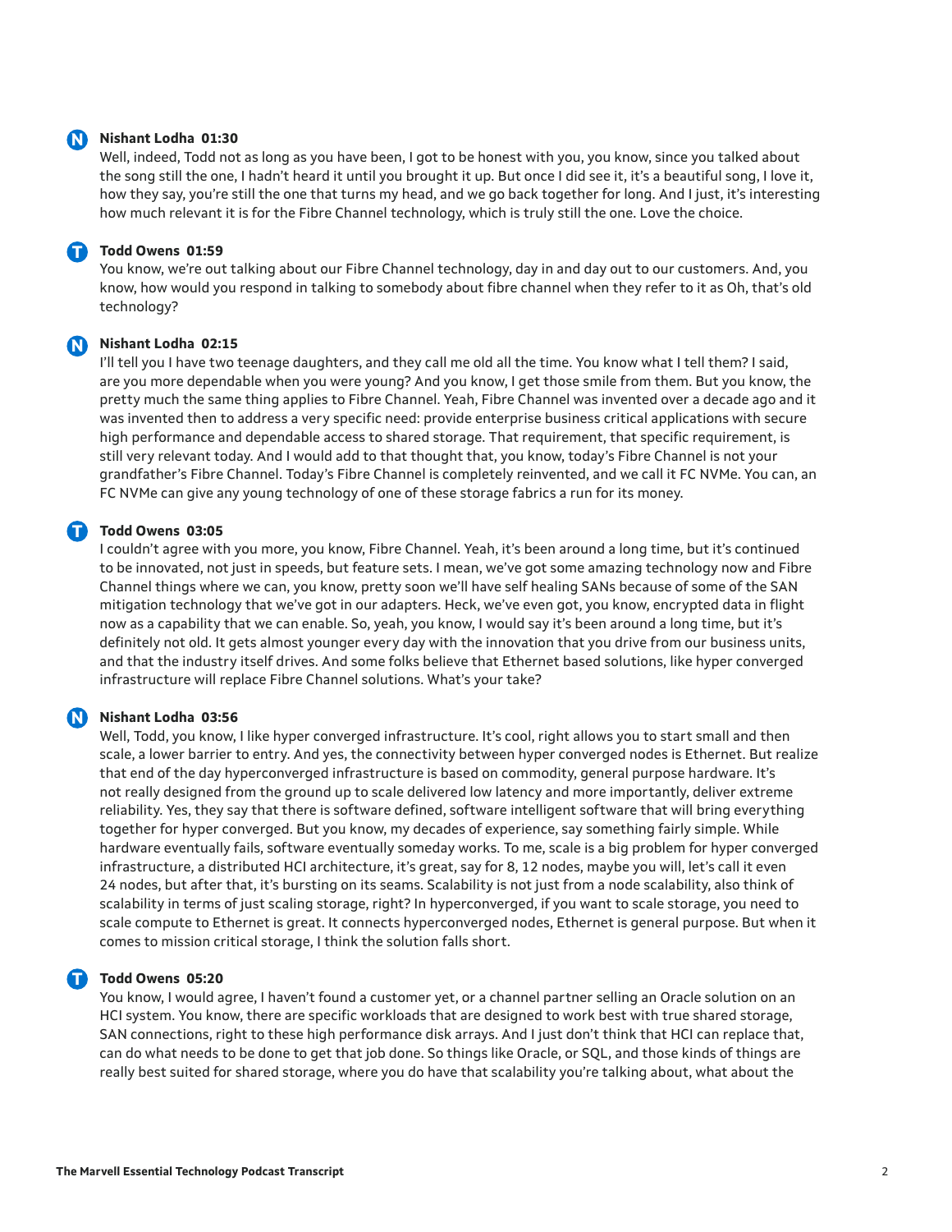**Nishant Lodha 01:30**

Well, indeed, Todd not as long as you have been, I got to be honest with you, you know, since you talked about the song still the one, I hadn't heard it until you brought it up. But once I did see it, it's a beautiful song, I love it, how they say, you're still the one that turns my head, and we go back together for long. And I just, it's interesting how much relevant it is for the Fibre Channel technology, which is truly still the one. Love the choice.

**Todd Owens 01:59**

You know, we're out talking about our Fibre Channel technology, day in and day out to our customers. And, you know, how would you respond in talking to somebody about fibre channel when they refer to it as Oh, that's old technology?

**Nishant Lodha 02:15**

I'll tell you I have two teenage daughters, and they call me old all the time. You know what I tell them? I said, are you more dependable when you were young? And you know, I get those smile from them. But you know, the pretty much the same thing applies to Fibre Channel. Yeah, Fibre Channel was invented over a decade ago and it was invented then to address a very specific need: provide enterprise business critical applications with secure high performance and dependable access to shared storage. That requirement, that specific requirement, is still very relevant today. And I would add to that thought that, you know, today's Fibre Channel is not your grandfather's Fibre Channel. Today's Fibre Channel is completely reinvented, and we call it FC NVMe. You can, an FC NVMe can give any young technology of one of these storage fabrics a run for its money.

**Todd Owens 03:05**

I couldn't agree with you more, you know, Fibre Channel. Yeah, it's been around a long time, but it's continued to be innovated, not just in speeds, but feature sets. I mean, we've got some amazing technology now and Fibre Channel things where we can, you know, pretty soon we'll have self healing SANs because of some of the SAN mitigation technology that we've got in our adapters. Heck, we've even got, you know, encrypted data in flight now as a capability that we can enable. So, yeah, you know, I would say it's been around a long time, but it's definitely not old. It gets almost younger every day with the innovation that you drive from our business units, and that the industry itself drives. And some folks believe that Ethernet based solutions, like hyper converged infrastructure will replace Fibre Channel solutions. What's your take?

**Nishant Lodha 03:56**

Well, Todd, you know, I like hyper converged infrastructure. It's cool, right allows you to start small and then scale, a lower barrier to entry. And yes, the connectivity between hyper converged nodes is Ethernet. But realize that end of the day hyperconverged infrastructure is based on commodity, general purpose hardware. It's not really designed from the ground up to scale delivered low latency and more importantly, deliver extreme reliability. Yes, they say that there is software defined, software intelligent software that will bring everything together for hyper converged. But you know, my decades of experience, say something fairly simple. While hardware eventually fails, software eventually someday works. To me, scale is a big problem for hyper converged infrastructure, a distributed HCI architecture, it's great, say for 8, 12 nodes, maybe you will, let's call it even 24 nodes, but after that, it's bursting on its seams. Scalability is not just from a node scalability, also think of scalability in terms of just scaling storage, right? In hyperconverged, if you want to scale storage, you need to scale compute to Ethernet is great. It connects hyperconverged nodes, Ethernet is general purpose. But when it comes to mission critical storage, I think the solution falls short.

**Todd Owens 05:20**

You know, I would agree, I haven't found a customer yet, or a channel partner selling an Oracle solution on an HCI system. You know, there are specific workloads that are designed to work best with true shared storage, SAN connections, right to these high performance disk arrays. And I just don't think that HCI can replace that, can do what needs to be done to get that job done. So things like Oracle, or SQL, and those kinds of things are really best suited for shared storage, where you do have that scalability you're talking about, what about the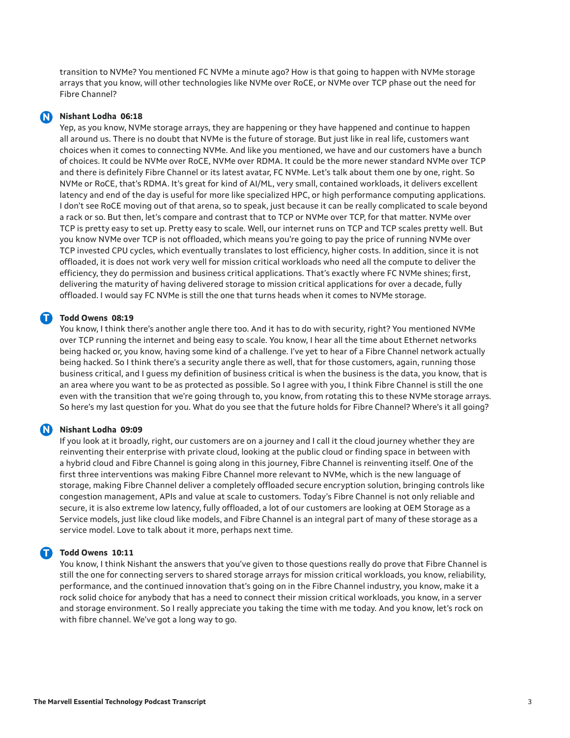transition to NVMe? You mentioned FC NVMe a minute ago? How is that going to happen with NVMe storage arrays that you know, will other technologies like NVMe over RoCE, or NVMe over TCP phase out the need for Fibre Channel?

**Nishant Lodha 06:18**
Yep, as you know, NVMe storage arrays, they are happening or they have happened and continue to happen all around us. There is no doubt that NVMe is the future of storage. But just like in real life, customers want choices when it comes to connecting NVMe. And like you mentioned, we have and our customers have a bunch of choices. It could be NVMe over RoCE, NVMe over RDMA. It could be the more newer standard NVMe over TCP and there is definitely Fibre Channel or its latest avatar, FC NVMe. Let's talk about them one by one, right. So NVMe or RoCE, that's RDMA. It's great for kind of AI/ML, very small, contained workloads, it delivers excellent latency and end of the day is useful for more like specialized HPC, or high performance computing applications. I don't see RoCE moving out of that arena, so to speak, just because it can be really complicated to scale beyond a rack or so. But then, let's compare and contrast that to TCP or NVMe over TCP, for that matter. NVMe over TCP is pretty easy to set up. Pretty easy to scale. Well, our internet runs on TCP and TCP scales pretty well. But you know NVMe over TCP is not offloaded, which means you're going to pay the price of running NVMe over TCP invested CPU cycles, which eventually translates to lost efficiency, higher costs. In addition, since it is not offloaded, it is does not work very well for mission critical workloads who need all the compute to deliver the efficiency, they do permission and business critical applications. That's exactly where FC NVMe shines; first, delivering the maturity of having delivered storage to mission critical applications for over a decade, fully offloaded. I would say FC NVMe is still the one that turns heads when it comes to NVMe storage.

**Todd Owens 08:19**
You know, I think there's another angle there too. And it has to do with security, right? You mentioned NVMe over TCP running the internet and being easy to scale. You know, I hear all the time about Ethernet networks being hacked or, you know, having some kind of a challenge. I've yet to hear of a Fibre Channel network actually being hacked. So I think there's a security angle there as well, that for those customers, again, running those business critical, and I guess my definition of business critical is when the business is the data, you know, that is an area where you want to be as protected as possible. So I agree with you, I think Fibre Channel is still the one even with the transition that we're going through to, you know, from rotating this to these NVMe storage arrays. So here's my last question for you. What do you see that the future holds for Fibre Channel? Where's it all going?

**Nishant Lodha 09:09**
If you look at it broadly, right, our customers are on a journey and I call it the cloud journey whether they are reinventing their enterprise with private cloud, looking at the public cloud or finding space in between with a hybrid cloud and Fibre Channel is going along in this journey, Fibre Channel is reinventing itself. One of the first three interventions was making Fibre Channel more relevant to NVMe, which is the new language of storage, making Fibre Channel deliver a completely offloaded secure encryption solution, bringing controls like congestion management, APIs and value at scale to customers. Today's Fibre Channel is not only reliable and secure, it is also extreme low latency, fully offloaded, a lot of our customers are looking at OEM Storage as a Service models, just like cloud like models, and Fibre Channel is an integral part of many of these storage as a service model. Love to talk about it more, perhaps next time.

**Todd Owens 10:11**
You know, I think Nishant the answers that you've given to those questions really do prove that Fibre Channel is still the one for connecting servers to shared storage arrays for mission critical workloads, you know, reliability, performance, and the continued innovation that's going on in the Fibre Channel industry, you know, make it a rock solid choice for anybody that has a need to connect their mission critical workloads, you know, in a server and storage environment. So I really appreciate you taking the time with me today. And you know, let's rock on with fibre channel. We've got a long way to go.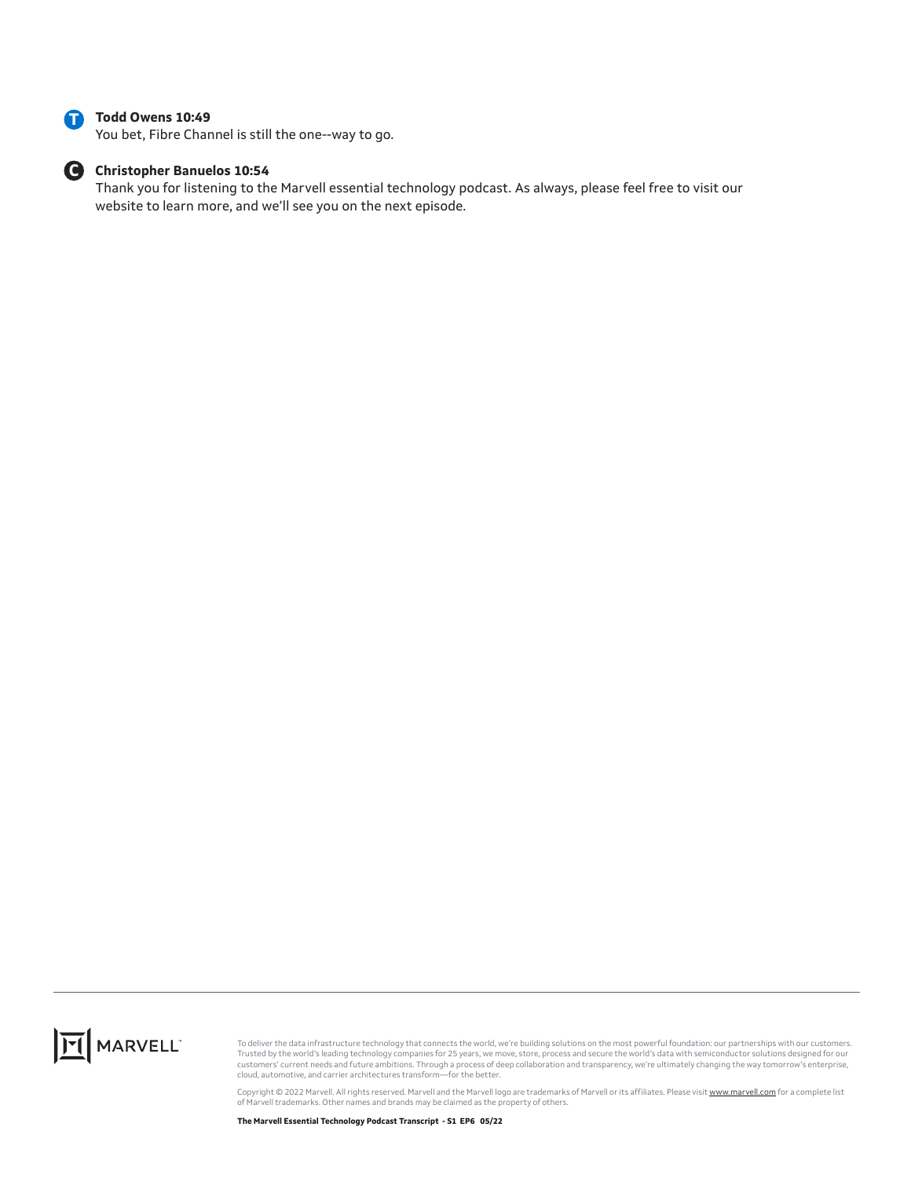**Todd Owens 10:49**
You bet, Fibre Channel is still the one--way to go.

**Christopher Banuelos 10:54**
Thank you for listening to the Marvell essential technology podcast. As always, please feel free to visit our website to learn more, and we'll see you on the next episode.

---

To deliver the data infrastructure technology that connects the world, we're building solutions on the most powerful foundation: our partnerships with our customers. Trusted by the world's leading technology companies for 25 years, we move, store, process and secure the world's data with semiconductor solutions designed for our customers' current needs and future ambitions. Through a process of deep collaboration and transparency, we're ultimately changing the way tomorrow's enterprise, cloud, automotive, and carrier architectures transform—for the better.

Copyright © 2022 Marvell. All rights reserved. Marvell and the Marvell logo are trademarks of Marvell or its affiliates. Please visit www.marvell.com for a complete list of Marvell trademarks. Other names and brands may be claimed as the property of others.

**The Marvell Essential Technology Podcast Transcript - S1 EP6 05/22**